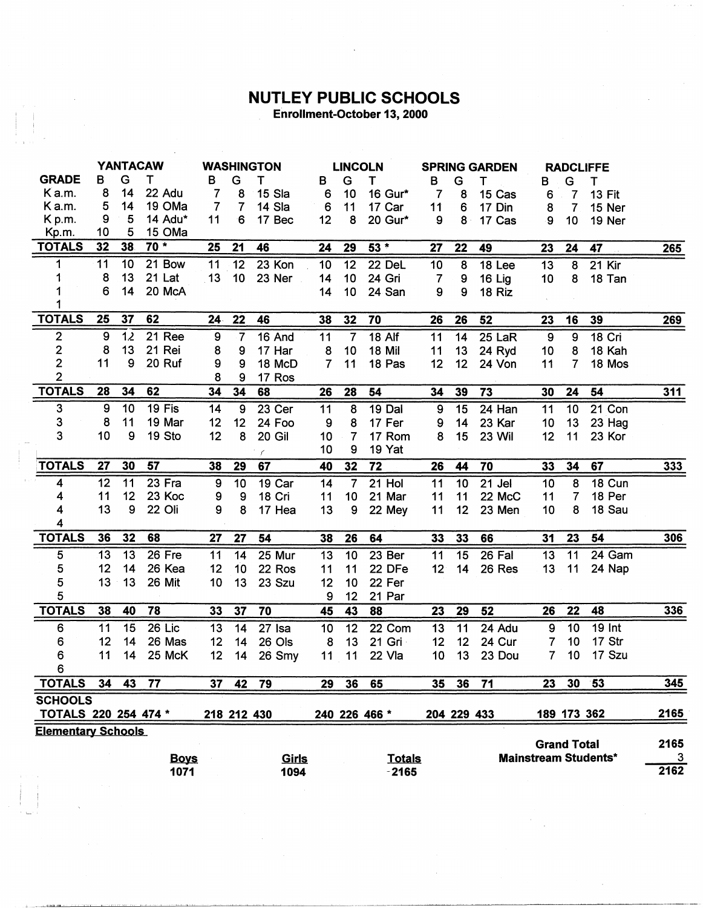# NUTLEY PUBLIC SCHOOLS

Enrollment-October 13, 2000

| | YANTACAW | | | WASHINGTON | | | LINCOLN | | | SPRING GARDEN | | | RADCLIFFE | | | |
|---|---|---|---|---|---|---|---|---|---|---|---|---|---|---|---|---|
| GRADE | B | G | T | B | G | T | B | G | T | B | G | T | B | G | T | |
| K a.m. | 8 | 14 | 22 Adu | 7 | 8 | 15 Sla | 6 | 10 | 16 Gur* | 7 | 8 | 15 Cas | 6 | 7 | 13 Fit | |
| K a.m. | 5 | 14 | 19 OMa | 7 | 7 | 14 Sla | 6 | 11 | 17 Car | 11 | 6 | 17 Din | 8 | 7 | 15 Ner | |
| K p.m. | 9 | 5 | 14 Adu* | 11 | 6 | 17 Bec | 12 | 8 | 20 Gur* | 9 | 8 | 17 Cas | 9 | 10 | 19 Ner | |
| Kp.m. | 10 | 5 | 15 OMa | | | | | | | | | | | | | |
| TOTALS | 32 | 38 | 70 * | 25 | 21 | 46 | 24 | 29 | 53 * | 27 | 22 | 49 | 23 | 24 | 47 | 265 |
| 1 | 11 | 10 | 21 Bow | 11 | 12 | 23 Kon | 10 | 12 | 22 DeL | 10 | 8 | 18 Lee | 13 | 8 | 21 Kir | |
| 1 | 8 | 13 | 21 Lat | 13 | 10 | 23 Ner | 14 | 10 | 24 Gri | 7 | 9 | 16 Lig | 10 | 8 | 18 Tan | |
| 1 | 6 | 14 | 20 McA | | | | 14 | 10 | 24 San | 9 | 9 | 18 Riz | | | | |
| 1 | | | | | | | | | | | | | | | | |
| TOTALS | 25 | 37 | 62 | 24 | 22 | 46 | 38 | 32 | 70 | 26 | 26 | 52 | 23 | 16 | 39 | 269 |
| 2 | 9 | 12 | 21 Ree | 9 | 7 | 16 And | 11 | 7 | 18 Alf | 11 | 14 | 25 LaR | 9 | 9 | 18 Cri | |
| 2 | 8 | 13 | 21 Rei | 8 | 9 | 17 Har | 8 | 10 | 18 Mil | 11 | 13 | 24 Ryd | 10 | 8 | 18 Kah | |
| 2 | 11 | 9 | 20 Ruf | 9 | 9 | 18 McD | 7 | 11 | 18 Pas | 12 | 12 | 24 Von | 11 | 7 | 18 Mos | |
| 2 | | | | 8 | 9 | 17 Ros | | | | | | | | | | |
| TOTALS | 28 | 34 | 62 | 34 | 34 | 68 | 26 | 28 | 54 | 34 | 39 | 73 | 30 | 24 | 54 | 311 |
| 3 | 9 | 10 | 19 Fis | 14 | 9 | 23 Cer | 11 | 8 | 19 Dal | 9 | 15 | 24 Han | 11 | 10 | 21 Con | |
| 3 | 8 | 11 | 19 Mar | 12 | 12 | 24 Foo | 9 | 8 | 17 Fer | 9 | 14 | 23 Kar | 10 | 13 | 23 Hag | |
| 3 | 10 | 9 | 19 Sto | 12 | 8 | 20 Gil | 10 | 7 | 17 Rom | 8 | 15 | 23 Wil | 12 | 11 | 23 Kor | |
| | | | | | | | 10 | 9 | 19 Yat | | | | | | | |
| TOTALS | 27 | 30 | 57 | 38 | 29 | 67 | 40 | 32 | 72 | 26 | 44 | 70 | 33 | 34 | 67 | 333 |
| 4 | 12 | 11 | 23 Fra | 9 | 10 | 19 Car | 14 | 7 | 21 Hol | 11 | 10 | 21 Jel | 10 | 8 | 18 Cun | |
| 4 | 11 | 12 | 23 Koc | 9 | 9 | 18 Cri | 11 | 10 | 21 Mar | 11 | 11 | 22 McC | 11 | 7 | 18 Per | |
| 4 | 13 | 9 | 22 Oli | 9 | 8 | 17 Hea | 13 | 9 | 22 Mey | 11 | 12 | 23 Men | 10 | 8 | 18 Sau | |
| 4 | | | | | | | | | | | | | | | | |
| TOTALS | 36 | 32 | 68 | 27 | 27 | 54 | 38 | 26 | 64 | 33 | 33 | 66 | 31 | 23 | 54 | 306 |
| 5 | 13 | 13 | 26 Fre | 11 | 14 | 25 Mur | 13 | 10 | 23 Ber | 11 | 15 | 26 Fal | 13 | 11 | 24 Gam | |
| 5 | 12 | 14 | 26 Kea | 12 | 10 | 22 Ros | 11 | 11 | 22 DFe | 12 | 14 | 26 Res | 13 | 11 | 24 Nap | |
| 5 | 13 | 13 | 26 Mit | 10 | 13 | 23 Szu | 12 | 10 | 22 Fer | | | | | | | |
| 5 | | | | | | | 9 | 12 | 21 Par | | | | | | | |
| TOTALS | 38 | 40 | 78 | 33 | 37 | 70 | 45 | 43 | 88 | 23 | 29 | 52 | 26 | 22 | 48 | 336 |
| 6 | 11 | 15 | 26 Lic | 13 | 14 | 27 Isa | 10 | 12 | 22 Com | 13 | 11 | 24 Adu | 9 | 10 | 19 Int | |
| 6 | 12 | 14 | 26 Mas | 12 | 14 | 26 Ols | 8 | 13 | 21 Gri | 12 | 12 | 24 Cur | 7 | 10 | 17 Str | |
| 6 | 11 | 14 | 25 McK | 12 | 14 | 26 Smy | 11 | 11 | 22 Vla | 10 | 13 | 23 Dou | 7 | 10 | 17 Szu | |
| 6 | | | | | | | | | | | | | | | | |
| TOTALS | 34 | 43 | 77 | 37 | 42 | 79 | 29 | 36 | 65 | 35 | 36 | 71 | 23 | 30 | 53 | 345 |
| SCHOOLS TOTALS | 220 | 254 | 474 * | 218 | 212 | 430 | 240 | 226 | 466 * | 204 | 229 | 433 | 189 | 173 | 362 | 2165 |

**Elementary Schools**

| Boys | Girls | Totals |
|---|---|---|
| 1071 | 1094 | 2165 |

| | |
|---|---|
| Grand Total | 2165 |
| Mainstream Students* | 3 |
| | 2162 |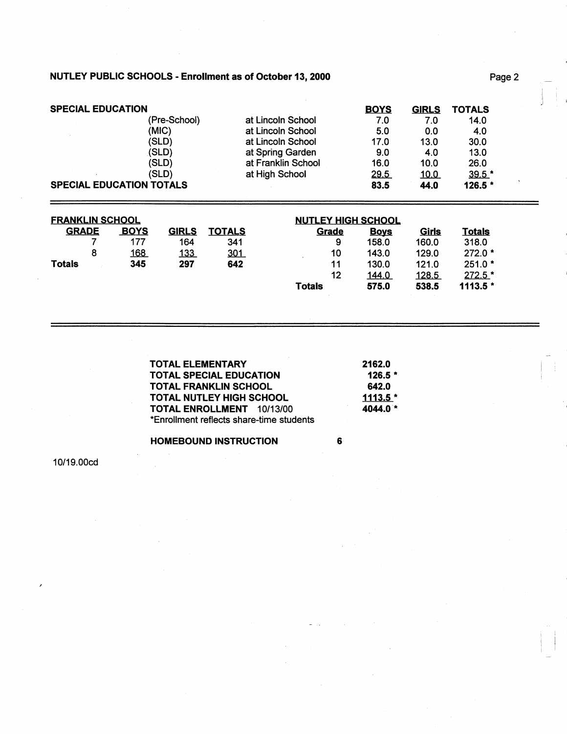NUTLEY PUBLIC SCHOOLS - Enrollment as of October 13, 2000

## SPECIAL EDUCATION

| | | BOYS | GIRLS | TOTALS |
|---|---|---|---|---|
| (Pre-School) | at Lincoln School | 7.0 | 7.0 | 14.0 |
| (MIC) | at Lincoln School | 5.0 | 0.0 | 4.0 |
| (SLD) | at Lincoln School | 17.0 | 13.0 | 30.0 |
| (SLD) | at Spring Garden | 9.0 | 4.0 | 13.0 |
| (SLD) | at Franklin School | 16.0 | 10.0 | 26.0 |
| (SLD) | at High School | 29.5 | 10.0 | 39.5 * |
| **SPECIAL EDUCATION TOTALS** | | **83.5** | **44.0** | **126.5 *** |

## FRANKLIN SCHOOL

| GRADE | BOYS | GIRLS | TOTALS |
|---|---|---|---|
| 7 | 177 | 164 | 341 |
| 8 | 168 | 133 | 301 |
| **Totals** | **345** | **297** | **642** |

## NUTLEY HIGH SCHOOL

| Grade | Boys | Girls | Totals |
|---|---|---|---|
| 9 | 158.0 | 160.0 | 318.0 |
| 10 | 143.0 | 129.0 | 272.0 * |
| 11 | 130.0 | 121.0 | 251.0 * |
| 12 | 144.0 | 128.5 | 272.5 * |
| **Totals** | **575.0** | **538.5** | **1113.5 *** |

| | |
|---|---|
| **TOTAL ELEMENTARY** | **2162.0** |
| **TOTAL SPECIAL EDUCATION** | **126.5 *** |
| **TOTAL FRANKLIN SCHOOL** | **642.0** |
| **TOTAL NUTLEY HIGH SCHOOL** | **1113.5 *** |
| **TOTAL ENROLLMENT** 10/13/00 | **4044.0 *** |

*Enrollment reflects share-time students

**HOMEBOUND INSTRUCTION** 6

10/19.00cd